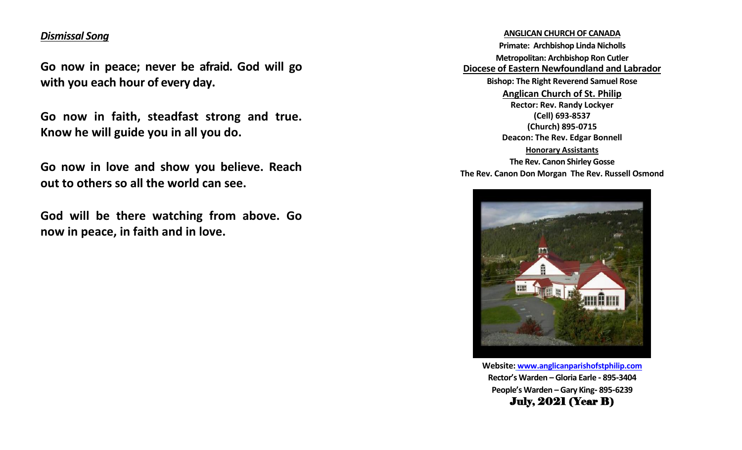***Dismissal Song***

**Go now in peace; never be afraid. God will go with you each hour of every day.**

**Go now in faith, steadfast strong and true. Know he will guide you in all you do.**

**Go now in love and show you believe. Reach out to others so all the world can see.**

**God will be there watching from above. Go now in peace, in faith and in love.**

**ANGLICAN CHURCH OF CANADA**

**Primate: Archbishop Linda Nicholls**

**Metropolitan: Archbishop Ron Cutler**

**Diocese of Eastern Newfoundland and Labrador**

**Bishop: The Right Reverend Samuel Rose**

**Anglican Church of St. Philip**

**Rector: Rev. Randy Lockyer**

**(Cell) 693-8537**

**(Church) 895-0715**

**Deacon: The Rev. Edgar Bonnell**

**Honorary Assistants**

**The Rev. Canon Shirley Gosse**

**The Rev. Canon Don Morgan The Rev. Russell Osmond**

**Website: www.anglicanparishofstphilip.com**

**Rector's Warden – Gloria Earle - 895-3404**

**People's Warden – Gary King- 895-6239**

**July, 2021 (Year B)**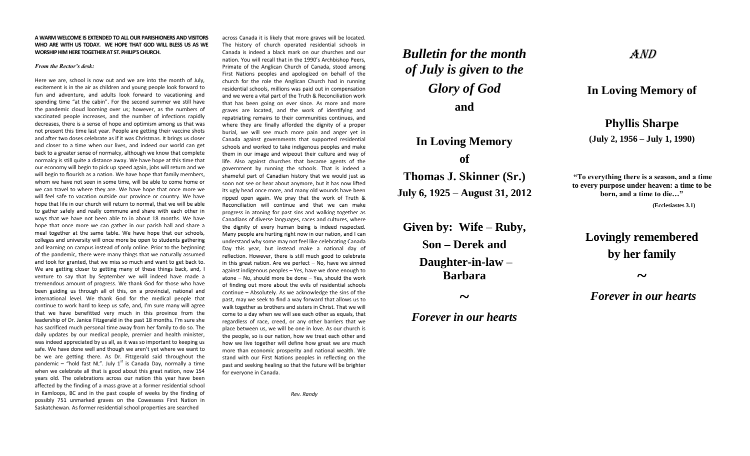**A WARM WELCOME IS EXTENDED TO ALL OUR PARISHIONERS AND VISITORS WHO ARE WITH US TODAY. WE HOPE THAT GOD WILL BLESS US AS WE WORSHIP HIM HERE TOGETHER AT ST. PHILIP'S CHURCH.**

***From the Rector's desk:***

Here we are, school is now out and we are into the month of July, excitement is in the air as children and young people look forward to fun and adventure, and adults look forward to vacationing and spending time "at the cabin". For the second summer we still have the pandemic cloud looming over us; however, as the numbers of vaccinated people increases, and the number of infections rapidly decreases, there is a sense of hope and optimism among us that was not present this time last year. People are getting their vaccine shots and after two doses celebrate as if it was Christmas. It brings us closer and closer to a time when our lives, and indeed our world can get back to a greater sense of normalcy, although we know that complete normalcy is still quite a distance away. We have hope at this time that our economy will begin to pick up speed again, jobs will return and we will begin to flourish as a nation. We have hope that family members, whom we have not seen in some time, will be able to come home or we can travel to where they are. We have hope that once more we will feel safe to vacation outside our province or country. We have hope that life in our church will return to normal, that we will be able to gather safely and really commune and share with each other in ways that we have not been able to in about 18 months. We have hope that once more we can gather in our parish hall and share a meal together at the same table. We have hope that our schools, colleges and university will once more be open to students gathering and learning on campus instead of only online. Prior to the beginning of the pandemic, there were many things that we naturally assumed and took for granted, that we miss so much and want to get back to. We are getting closer to getting many of these things back, and, I venture to say that by September we will indeed have made a tremendous amount of progress. We thank God for those who have been guiding us through all of this, on a provincial, national and international level. We thank God for the medical people that continue to work hard to keep us safe, and, I'm sure many will agree that we have benefitted very much in this province from the leadership of Dr. Janice Fitzgerald in the past 18 months. I'm sure she has sacrificed much personal time away from her family to do so. The daily updates by our medical people, premier and health minister, was indeed appreciated by us all, as it was so important to keeping us safe. We have done well and though we aren't yet where we want to be we are getting there. As Dr. Fitzgerald said throughout the pandemic – "hold fast NL". July 1st is Canada Day, normally a time when we celebrate all that is good about this great nation, now 154 years old. The celebrations across our nation this year have been affected by the finding of a mass grave at a former residential school in Kamloops, BC and in the past couple of weeks by the finding of possibly 751 unmarked graves on the Cowessess First Nation in Saskatchewan. As former residential school properties are searched across Canada it is likely that more graves will be located. The history of church operated residential schools in Canada is indeed a black mark on our churches and our nation. You will recall that in the 1990's Archbishop Peers, Primate of the Anglican Church of Canada, stood among First Nations peoples and apologized on behalf of the church for the role the Anglican Church had in running residential schools, millions was paid out in compensation and we were a vital part of the Truth & Reconciliation work that has been going on ever since. As more and more graves are located, and the work of identifying and repatriating remains to their communities continues, and where they are finally afforded the dignity of a proper burial, we will see much more pain and anger yet in Canada against governments that supported residential schools and worked to take indigenous peoples and make them in our image and wipeout their culture and way of life. Also against churches that became agents of the government by running the schools. That is indeed a shameful part of Canadian history that we would just as soon not see or hear about anymore, but it has now lifted its ugly head once more, and many old wounds have been ripped open again. We pray that the work of Truth & Reconciliation will continue and that we can make progress in atoning for past sins and walking together as Canadians of diverse languages, races and cultures, where the dignity of every human being is indeed respected. Many people are hurting right now in our nation, and I can understand why some may not feel like celebrating Canada Day this year, but instead make a national day of reflection. However, there is still much good to celebrate in this great nation. Are we perfect – No, have we sinned against indigenous peoples – Yes, have we done enough to atone – No, should more be done – Yes, should the work of finding out more about the evils of residential schools continue – Absolutely. As we acknowledge the sins of the past, may we seek to find a way forward that allows us to walk together as brothers and sisters in Christ. That we will come to a day when we will see each other as equals, that regardless of race, creed, or any other barriers that we place between us, we will be one in love. As our church is the people, so is our nation, how we treat each other and how we live together will define how great we are much more than economic prosperity and national wealth. We stand with our First Nations peoples in reflecting on the past and seeking healing so that the future will be brighter for everyone in Canada.

*Rev. Randy*

***Bulletin for the month of July is given to the Glory of God***

**and**

**In Loving Memory of**

**Thomas J. Skinner (Sr.)**

**July 6, 1925 – August 31, 2012**

**Given by: Wife – Ruby, Son – Derek and Daughter-in-law – Barbara**

**~**

***Forever in our hearts***

***AND***

**In Loving Memory of**

**Phyllis Sharpe**

**(July 2, 1956 – July 1, 1990)**

**"To everything there is a season, and a time to every purpose under heaven: a time to be born, and a time to die…"**

**(Ecclesiastes 3.1)**

**Lovingly remembered by her family**

**~**

***Forever in our hearts***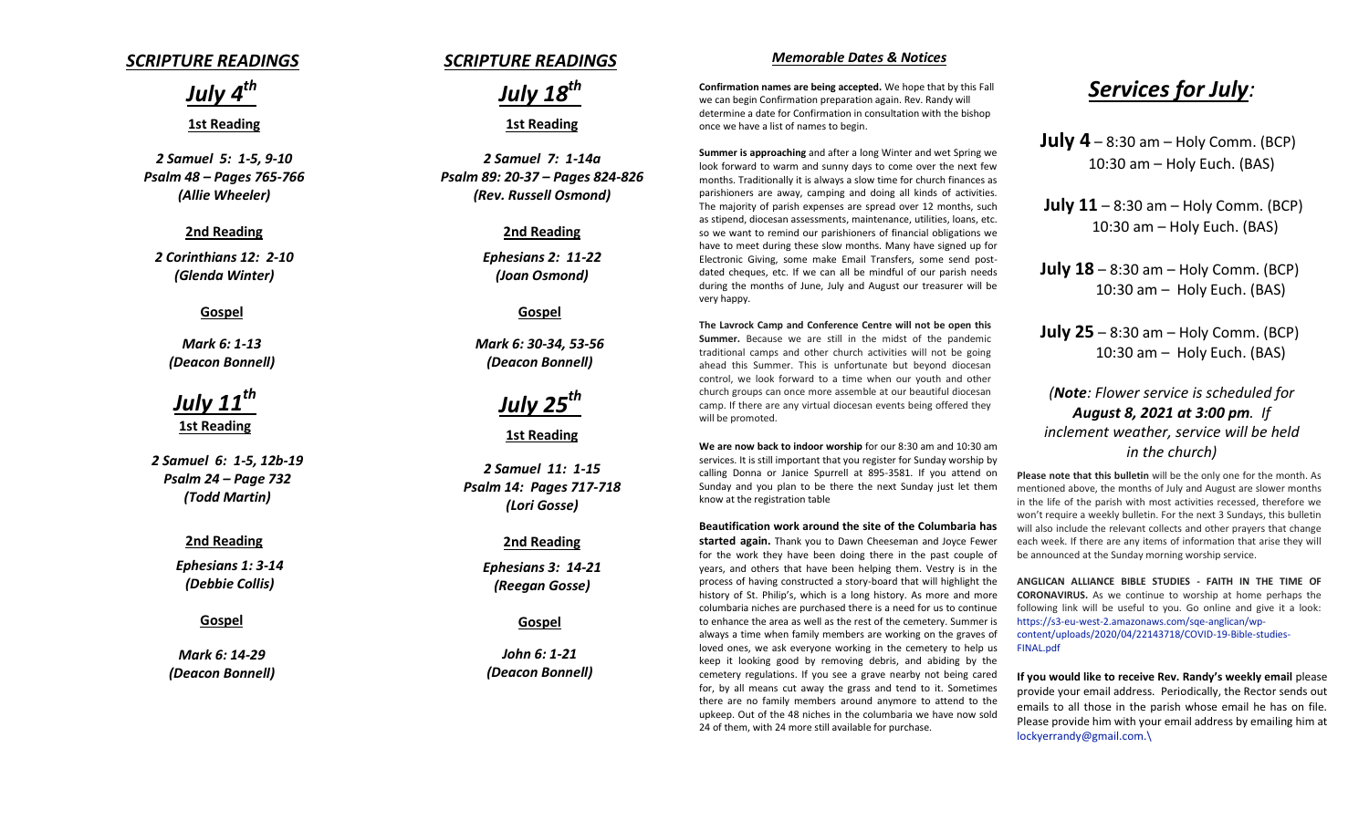## *SCRIPTURE READINGS*

### *July 4th*

**1st Reading**

*2 Samuel 5: 1-5, 9-10*
*Psalm 48 – Pages 765-766*
*(Allie Wheeler)*

**2nd Reading**

*2 Corinthians 12: 2-10*
*(Glenda Winter)*

**Gospel**

*Mark 6: 1-13*
*(Deacon Bonnell)*

### *July 11th*

**1st Reading**

*2 Samuel 6: 1-5, 12b-19*
*Psalm 24 – Page 732*
*(Todd Martin)*

**2nd Reading**

*Ephesians 1: 3-14*
*(Debbie Collis)*

**Gospel**

*Mark 6: 14-29*
*(Deacon Bonnell)*

## *SCRIPTURE READINGS*

### *July 18th*

**1st Reading**

*2 Samuel 7: 1-14a*
*Psalm 89: 20-37 – Pages 824-826*
*(Rev. Russell Osmond)*

**2nd Reading**

*Ephesians 2: 11-22*
*(Joan Osmond)*

**Gospel**

*Mark 6: 30-34, 53-56*
*(Deacon Bonnell)*

### *July 25th*

**1st Reading**

*2 Samuel 11: 1-15*
*Psalm 14: Pages 717-718*
*(Lori Gosse)*

**2nd Reading**

*Ephesians 3: 14-21*
*(Reegan Gosse)*

**Gospel**

*John 6: 1-21*
*(Deacon Bonnell)*

## *Memorable Dates & Notices*

**Confirmation names are being accepted.** We hope that by this Fall we can begin Confirmation preparation again. Rev. Randy will determine a date for Confirmation in consultation with the bishop once we have a list of names to begin.

**Summer is approaching** and after a long Winter and wet Spring we look forward to warm and sunny days to come over the next few months. Traditionally it is always a slow time for church finances as parishioners are away, camping and doing all kinds of activities. The majority of parish expenses are spread over 12 months, such as stipend, diocesan assessments, maintenance, utilities, loans, etc. so we want to remind our parishioners of financial obligations we have to meet during these slow months. Many have signed up for Electronic Giving, some make Email Transfers, some send post-dated cheques, etc. If we can all be mindful of our parish needs during the months of June, July and August our treasurer will be very happy.

**The Lavrock Camp and Conference Centre will not be open this Summer.** Because we are still in the midst of the pandemic traditional camps and other church activities will not be going ahead this Summer. This is unfortunate but beyond diocesan control, we look forward to a time when our youth and other church groups can once more assemble at our beautiful diocesan camp. If there are any virtual diocesan events being offered they will be promoted.

**We are now back to indoor worship** for our 8:30 am and 10:30 am services. It is still important that you register for Sunday worship by calling Donna or Janice Spurrell at 895-3581. If you attend on Sunday and you plan to be there the next Sunday just let them know at the registration table

**Beautification work around the site of the Columbaria has started again.** Thank you to Dawn Cheeseman and Joyce Fewer for the work they have been doing there in the past couple of years, and others that have been helping them. Vestry is in the process of having constructed a story-board that will highlight the history of St. Philip's, which is a long history. As more and more columbaria niches are purchased there is a need for us to continue to enhance the area as well as the rest of the cemetery. Summer is always a time when family members are working on the graves of loved ones, we ask everyone working in the cemetery to help us keep it looking good by removing debris, and abiding by the cemetery regulations. If you see a grave nearby not being cared for, by all means cut away the grass and tend to it. Sometimes there are no family members around anymore to attend to the upkeep. Out of the 48 niches in the columbaria we have now sold 24 of them, with 24 more still available for purchase.

## *Services for July:*

**July 4** – 8:30 am – Holy Comm. (BCP)
10:30 am – Holy Euch. (BAS)

**July 11** – 8:30 am – Holy Comm. (BCP)
10:30 am – Holy Euch. (BAS)

**July 18** – 8:30 am – Holy Comm. (BCP)
10:30 am – Holy Euch. (BAS)

**July 25** – 8:30 am – Holy Comm. (BCP)
10:30 am – Holy Euch. (BAS)

*(**Note**: Flower service is scheduled for **August 8, 2021 at 3:00 pm**. If inclement weather, service will be held in the church)*

**Please note that this bulletin** will be the only one for the month. As mentioned above, the months of July and August are slower months in the life of the parish with most activities recessed, therefore we won't require a weekly bulletin. For the next 3 Sundays, this bulletin will also include the relevant collects and other prayers that change each week. If there are any items of information that arise they will be announced at the Sunday morning worship service.

**ANGLICAN ALLIANCE BIBLE STUDIES - FAITH IN THE TIME OF CORONAVIRUS.** As we continue to worship at home perhaps the following link will be useful to you. Go online and give it a look: https://s3-eu-west-2.amazonaws.com/sqe-anglican/wp-content/uploads/2020/04/22143718/COVID-19-Bible-studies-FINAL.pdf

**If you would like to receive Rev. Randy's weekly email** please provide your email address. Periodically, the Rector sends out emails to all those in the parish whose email he has on file. Please provide him with your email address by emailing him at lockyerrandy@gmail.com.\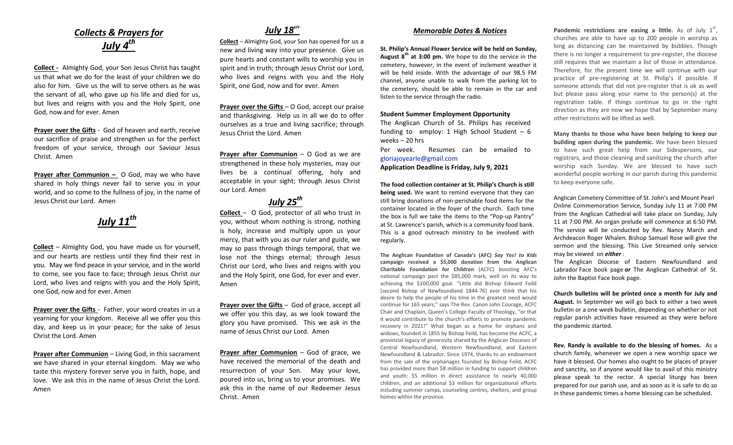# *Collects & Prayers for July 4th*

**Collect -** Almighty God, your Son Jesus Christ has taught us that what we do for the least of your children we do also for him. Give us the will to serve others as he was the servant of all, who gave up his life and died for us, but lives and reigns with you and the Holy Spirit, one God, now and for ever. Amen

**Prayer over the Gifts** - God of heaven and earth, receive our sacrifice of praise and strengthen us for the perfect freedom of your service, through our Saviour Jesus Christ. Amen

**Prayer after Communion –** O God, may we who have shared in holy things never fail to serve you in your world, and so come to the fullness of joy, in the name of Jesus Christ our Lord. Amen

# *July 11th*

**Collect** – Almighty God, you have made us for yourself, and our hearts are restless until they find their rest in you. May we find peace in your service, and in the world to come, see you face to face; through Jesus Christ our Lord, who lives and reigns with you and the Holy Spirit, one God, now and for ever. Amen

**Prayer over the Gifts** - Father, your word creates in us a yearning for your kingdom. Receive all we offer you this day, and keep us in your peace; for the sake of Jesus Christ the Lord. Amen

**Prayer after Communion** – Living God, in this sacrament we have shared in your eternal kingdom. May we who taste this mystery forever serve you in faith, hope, and love. We ask this in the name of Jesus Christ the Lord. Amen

# *July 18th*

**Collect** – Almighty God, your Son has opened for us a new and living way into your presence. Give us pure hearts and constant wills to worship you in spirit and in truth; through Jesus Christ our Lord, who lives and reigns with you and the Holy Spirit, one God, now and for ever. Amen

**Prayer over the Gifts** – O God, accept our praise and thanksgiving. Help us in all we do to offer ourselves as a true and living sacrifice; through Jesus Christ the Lord. Amen

**Prayer after Communion** – O God as we are strengthened in these holy mysteries, may our lives be a continual offering, holy and acceptable in your sight; through Jesus Christ our Lord. Amen

# *July 25th*

**Collect** – O God, protector of all who trust in you, without whom nothing is strong, nothing is holy, increase and multiply upon us your mercy, that with you as our ruler and guide, we may so pass through things temporal, that we lose not the things eternal; through Jesus Christ our Lord, who lives and reigns with you and the Holy Spirit, one God, for ever and ever. Amen

**Prayer over the Gifts** – God of grace, accept all we offer you this day, as we look toward the glory you have promised. This we ask in the name of Jesus Christ our Lord. Amen

**Prayer after Communion** – God of grace, we have received the memorial of the death and resurrection of your Son. May your love, poured into us, bring us to your promises. We ask this in the name of our Redeemer Jesus Christ. Amen

## *Memorable Dates & Notices*

**St. Philip's Annual Flower Service will be held on Sunday, August 8th at 3:00 pm.** We hope to do the service in the cemetery, however, in the event of inclement weather it will be held inside. With the advantage of our 98.5 FM channel, anyone unable to walk from the parking lot to the cemetery, should be able to remain in the car and listen to the service through the radio.

**Student Summer Employment Opportunity**
The Anglican Church of St. Philips has received funding to employ: 1 High School Student – 6 weeks – 20 hrs
Per week. Resumes can be emailed to gloriajoyearle@gmail.com
**Application Deadline is Friday, July 9, 2021**

**The food collection container at St. Philip's Church is still being used.** We want to remind everyone that they can still bring donations of non-perishable food items for the container located in the foyer of the church. Each time the box is full we take the items to the "Pop-up Pantry" at St. Lawrence's parish, which is a community food bank. This is a good outreach ministry to be involved with regularly.

**The Anglican Foundation of Canada's (AFC)** ***Say Yes! to Kids*** **campaign received a $5,000 donation from the Anglican Charitable Foundation for Children** (ACFC) boosting AFC's national campaign past the $85,000 mark, well on its way to achieving the $100,000 goal. "Little did Bishop Edward Feild [second Bishop of Newfoundland 1844-76] ever think that his desire to help the people of his time in the greatest need would continue for 165 years," says The Rev. Canon John Courage, ACFC Chair and Chaplain, Queen's College Faculty of Theology, "or that it would contribute to the church's efforts to promote pandemic recovery in 2021!" What began as a home for orphans and widows, founded in 1855 by Bishop Feild, has become the ACFC, a provincial legacy of generosity shared by the Anglican Dioceses of Central Newfoundland, Western Newfoundland, and Eastern Newfoundland & Labrador. Since 1974, thanks to an endowment from the sale of the orphanages founded by Bishop Feild, ACFC has provided more than $8 million in funding to support children and youth: $5 million in direct assistance to nearly 40,000 children, and an additional $3 million for organizational efforts including summer camps, counseling centres, shelters, and group homes within the province.

**Pandemic restrictions are easing a little.** As of July 1st, churches are able to have up to 200 people in worship as long as distancing can be maintained by bubbles. Though there is no longer a requirement to pre-register, the diocese still requires that we maintain a list of those in attendance. Therefore, for the present time we will continue with our practice of pre-registering at St. Philip's if possible. If someone attends that did not pre-register that is ok as well but please pass along your name to the person(s) at the registration table. If things continue to go in the right direction as they are now we hope that by September many other restrictions will be lifted as well.

**Many thanks to those who have been helping to keep our building open during the pandemic.** We have been blessed to have such great help from our Sidespersons, our registrars, and those cleaning and sanitizing the church after worship each Sunday. We are blessed to have such wonderful people working in our parish during this pandemic to keep everyone safe.

Anglican Cemetery Committee of St. John's and Mount Pearl Online Commemoration Service, Sunday July 11 at 7:00 PM from the Anglican Cathedral will take place on Sunday, July 11 at 7:00 PM. An organ prelude will commence at 6:50 PM. The service will be conducted by Rev. Nancy March and Archdeacon Roger Whalen. Bishop Samuel Rose will give the sermon and the blessing. This Live Streamed only service may be viewed on ***either*** :
The Anglican Diocese of Eastern Newfoundland and Labrador Face book page ***or*** The Anglican Cathedral of St. John the Baptist Face book page.

**Church bulletins will be printed once a month for July and August.** In September we will go back to either a two week bulletin or a one week bulletin, depending on whether or not regular parish activities have resumed as they were before the pandemic started.

**Rev. Randy is available to do the blessing of homes.** As a church family, whenever we open a new worship space we have it blessed. Our homes also ought to be places of prayer and sanctity, so if anyone would like to avail of this ministry please speak to the rector. A special liturgy has been prepared for our parish use, and as soon as it is safe to do so in these pandemic times a home blessing can be scheduled.